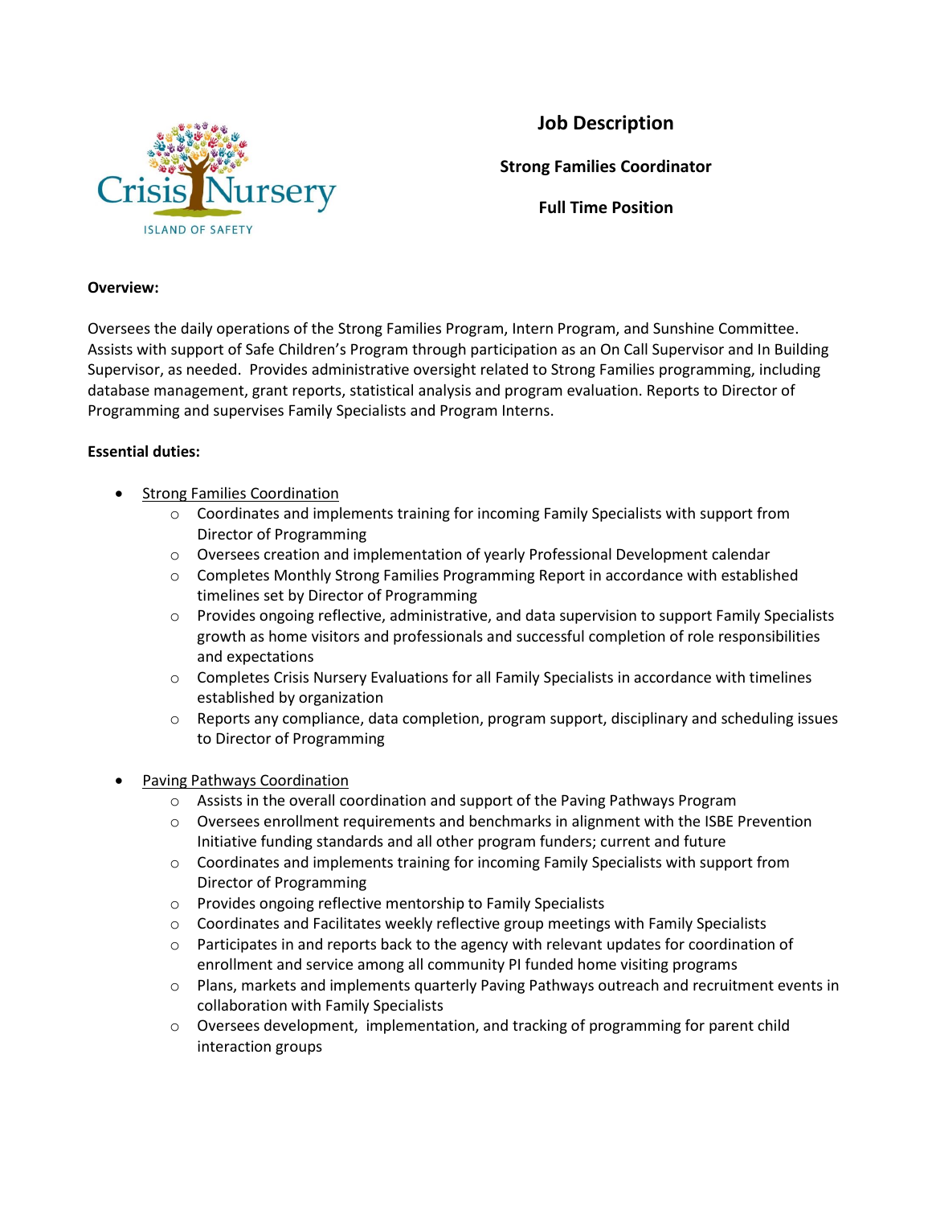Crisis Nursery

ISLAND OF SAFETY

# Job Description

## Strong Families Coordinator

## Full Time Position

**Overview:**

Oversees the daily operations of the Strong Families Program, Intern Program, and Sunshine Committee. Assists with support of Safe Children's Program through participation as an On Call Supervisor and In Building Supervisor, as needed. Provides administrative oversight related to Strong Families programming, including database management, grant reports, statistical analysis and program evaluation. Reports to Director of Programming and supervises Family Specialists and Program Interns.

**Essential duties:**

- Strong Families Coordination
  - Coordinates and implements training for incoming Family Specialists with support from Director of Programming
  - Oversees creation and implementation of yearly Professional Development calendar
  - Completes Monthly Strong Families Programming Report in accordance with established timelines set by Director of Programming
  - Provides ongoing reflective, administrative, and data supervision to support Family Specialists growth as home visitors and professionals and successful completion of role responsibilities and expectations
  - Completes Crisis Nursery Evaluations for all Family Specialists in accordance with timelines established by organization
  - Reports any compliance, data completion, program support, disciplinary and scheduling issues to Director of Programming

- Paving Pathways Coordination
  - Assists in the overall coordination and support of the Paving Pathways Program
  - Oversees enrollment requirements and benchmarks in alignment with the ISBE Prevention Initiative funding standards and all other program funders; current and future
  - Coordinates and implements training for incoming Family Specialists with support from Director of Programming
  - Provides ongoing reflective mentorship to Family Specialists
  - Coordinates and Facilitates weekly reflective group meetings with Family Specialists
  - Participates in and reports back to the agency with relevant updates for coordination of enrollment and service among all community PI funded home visiting programs
  - Plans, markets and implements quarterly Paving Pathways outreach and recruitment events in collaboration with Family Specialists
  - Oversees development, implementation, and tracking of programming for parent child interaction groups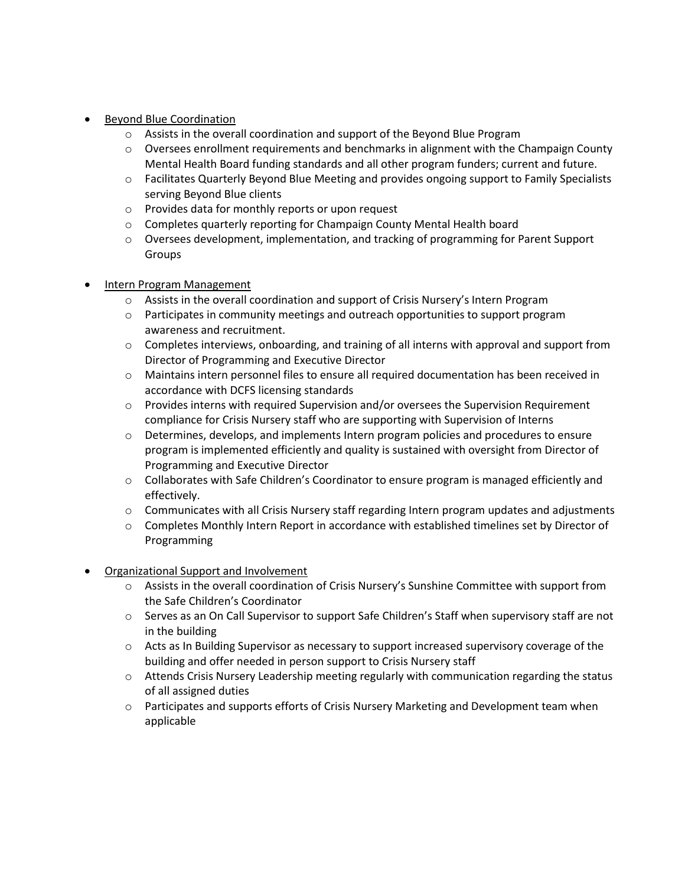- <u>Beyond Blue Coordination</u>
  - Assists in the overall coordination and support of the Beyond Blue Program
  - Oversees enrollment requirements and benchmarks in alignment with the Champaign County Mental Health Board funding standards and all other program funders; current and future.
  - Facilitates Quarterly Beyond Blue Meeting and provides ongoing support to Family Specialists serving Beyond Blue clients
  - Provides data for monthly reports or upon request
  - Completes quarterly reporting for Champaign County Mental Health board
  - Oversees development, implementation, and tracking of programming for Parent Support Groups

- <u>Intern Program Management</u>
  - Assists in the overall coordination and support of Crisis Nursery's Intern Program
  - Participates in community meetings and outreach opportunities to support program awareness and recruitment.
  - Completes interviews, onboarding, and training of all interns with approval and support from Director of Programming and Executive Director
  - Maintains intern personnel files to ensure all required documentation has been received in accordance with DCFS licensing standards
  - Provides interns with required Supervision and/or oversees the Supervision Requirement compliance for Crisis Nursery staff who are supporting with Supervision of Interns
  - Determines, develops, and implements Intern program policies and procedures to ensure program is implemented efficiently and quality is sustained with oversight from Director of Programming and Executive Director
  - Collaborates with Safe Children's Coordinator to ensure program is managed efficiently and effectively.
  - Communicates with all Crisis Nursery staff regarding Intern program updates and adjustments
  - Completes Monthly Intern Report in accordance with established timelines set by Director of Programming

- <u>Organizational Support and Involvement</u>
  - Assists in the overall coordination of Crisis Nursery's Sunshine Committee with support from the Safe Children's Coordinator
  - Serves as an On Call Supervisor to support Safe Children's Staff when supervisory staff are not in the building
  - Acts as In Building Supervisor as necessary to support increased supervisory coverage of the building and offer needed in person support to Crisis Nursery staff
  - Attends Crisis Nursery Leadership meeting regularly with communication regarding the status of all assigned duties
  - Participates and supports efforts of Crisis Nursery Marketing and Development team when applicable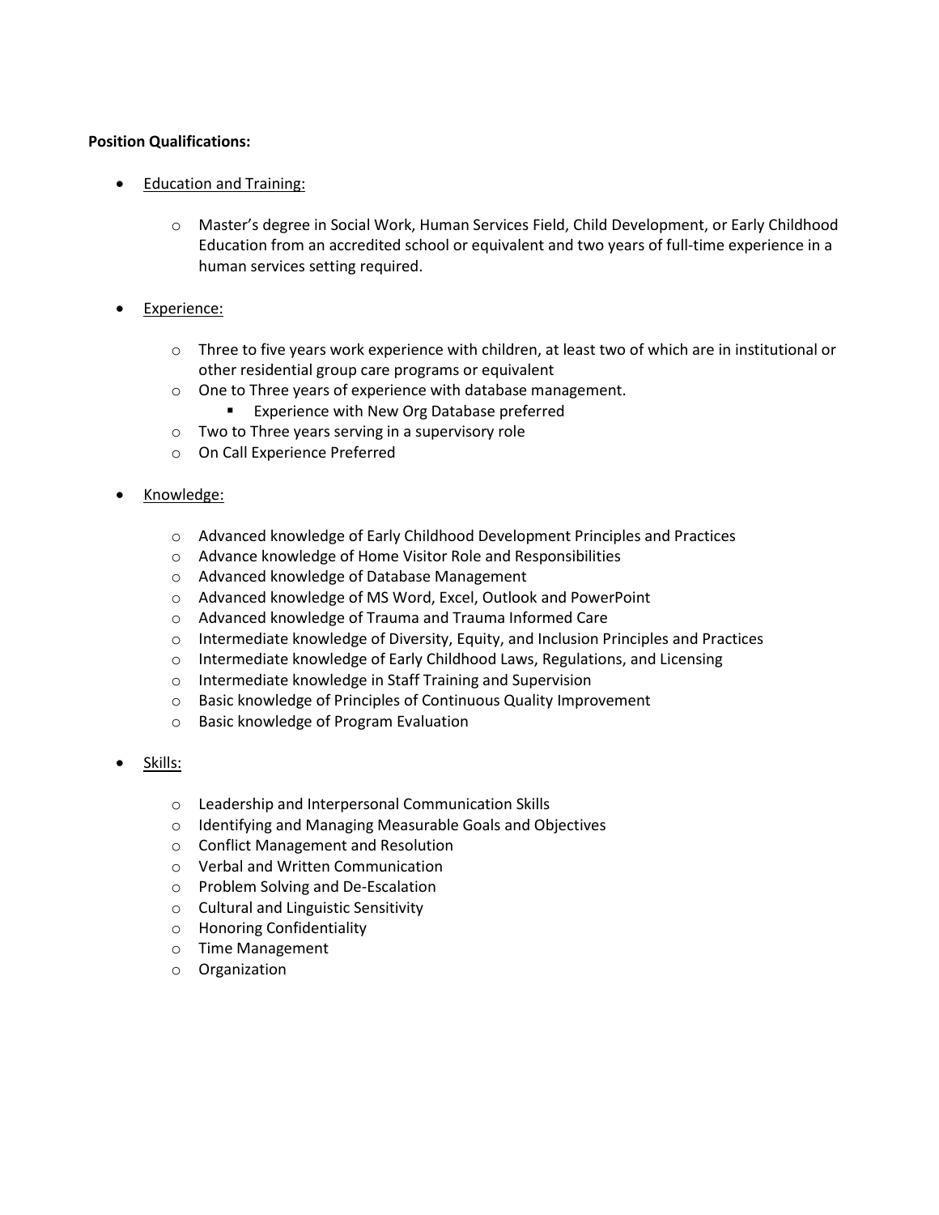**Position Qualifications:**

- Education and Training:
  - Master's degree in Social Work, Human Services Field, Child Development, or Early Childhood Education from an accredited school or equivalent and two years of full-time experience in a human services setting required.

- Experience:
  - Three to five years work experience with children, at least two of which are in institutional or other residential group care programs or equivalent
  - One to Three years of experience with database management.
    - Experience with New Org Database preferred
  - Two to Three years serving in a supervisory role
  - On Call Experience Preferred

- Knowledge:
  - Advanced knowledge of Early Childhood Development Principles and Practices
  - Advance knowledge of Home Visitor Role and Responsibilities
  - Advanced knowledge of Database Management
  - Advanced knowledge of MS Word, Excel, Outlook and PowerPoint
  - Advanced knowledge of Trauma and Trauma Informed Care
  - Intermediate knowledge of Diversity, Equity, and Inclusion Principles and Practices
  - Intermediate knowledge of Early Childhood Laws, Regulations, and Licensing
  - Intermediate knowledge in Staff Training and Supervision
  - Basic knowledge of Principles of Continuous Quality Improvement
  - Basic knowledge of Program Evaluation

- Skills:
  - Leadership and Interpersonal Communication Skills
  - Identifying and Managing Measurable Goals and Objectives
  - Conflict Management and Resolution
  - Verbal and Written Communication
  - Problem Solving and De-Escalation
  - Cultural and Linguistic Sensitivity
  - Honoring Confidentiality
  - Time Management
  - Organization